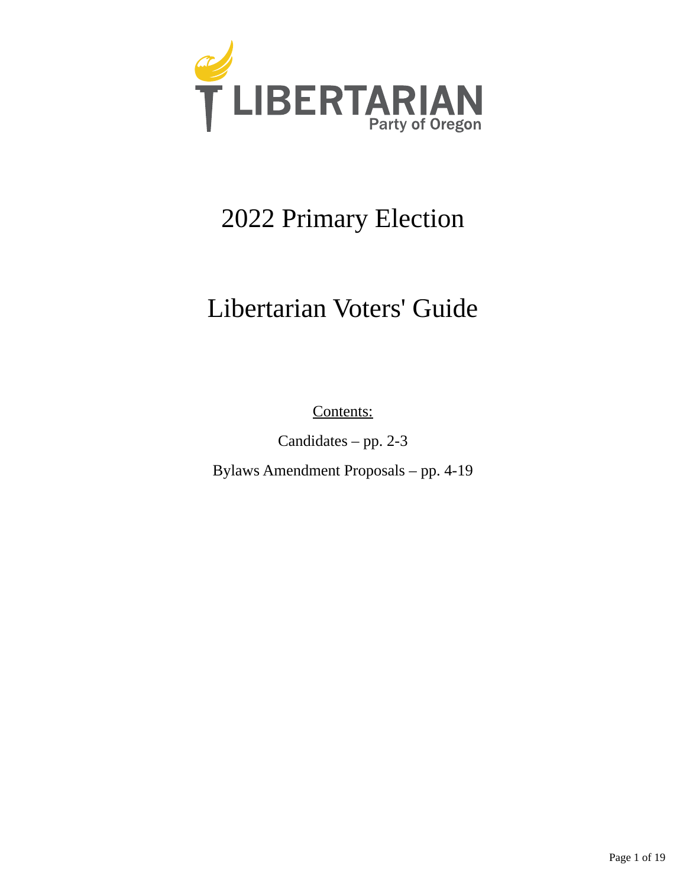LIBERTARIAN

Party of Oregon

# 2022 Primary Election

# Libertarian Voters' Guide

Contents:

Candidates – pp. 2-3

Bylaws Amendment Proposals – pp. 4-19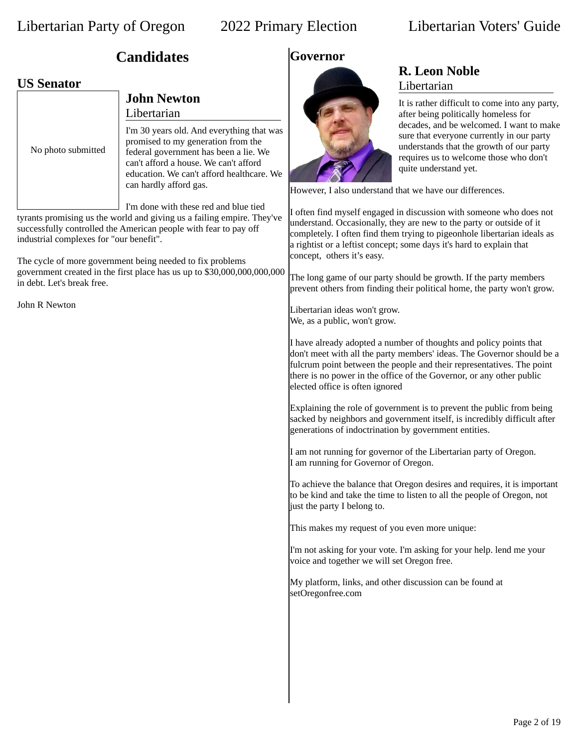## Candidates

### US Senator

No photo submitted

**John Newton**
Libertarian

I'm 30 years old. And everything that was promised to my generation from the federal government has been a lie. We can't afford a house. We can't afford education. We can't afford healthcare. We can hardly afford gas.

I'm done with these red and blue tied tyrants promising us the world and giving us a failing empire. They've successfully controlled the American people with fear to pay off industrial complexes for "our benefit".

The cycle of more government being needed to fix problems government created in the first place has us up to $30,000,000,000,000 in debt. Let's break free.

John R Newton

### Governor

**R. Leon Noble**
Libertarian

It is rather difficult to come into any party, after being politically homeless for decades, and be welcomed. I want to make sure that everyone currently in our party understands that the growth of our party requires us to welcome those who don't quite understand yet.

However, I also understand that we have our differences.

I often find myself engaged in discussion with someone who does not understand. Occasionally, they are new to the party or outside of it completely. I often find them trying to pigeonhole libertarian ideals as a rightist or a leftist concept; some days it's hard to explain that concept, others it's easy.

The long game of our party should be growth. If the party members prevent others from finding their political home, the party won't grow.

Libertarian ideas won't grow.
We, as a public, won't grow.

I have already adopted a number of thoughts and policy points that don't meet with all the party members' ideas. The Governor should be a fulcrum point between the people and their representatives. The point there is no power in the office of the Governor, or any other public elected office is often ignored

Explaining the role of government is to prevent the public from being sacked by neighbors and government itself, is incredibly difficult after generations of indoctrination by government entities.

I am not running for governor of the Libertarian party of Oregon.
I am running for Governor of Oregon.

To achieve the balance that Oregon desires and requires, it is important to be kind and take the time to listen to all the people of Oregon, not just the party I belong to.

This makes my request of you even more unique:

I'm not asking for your vote. I'm asking for your help. lend me your voice and together we will set Oregon free.

My platform, links, and other discussion can be found at setOregonfree.com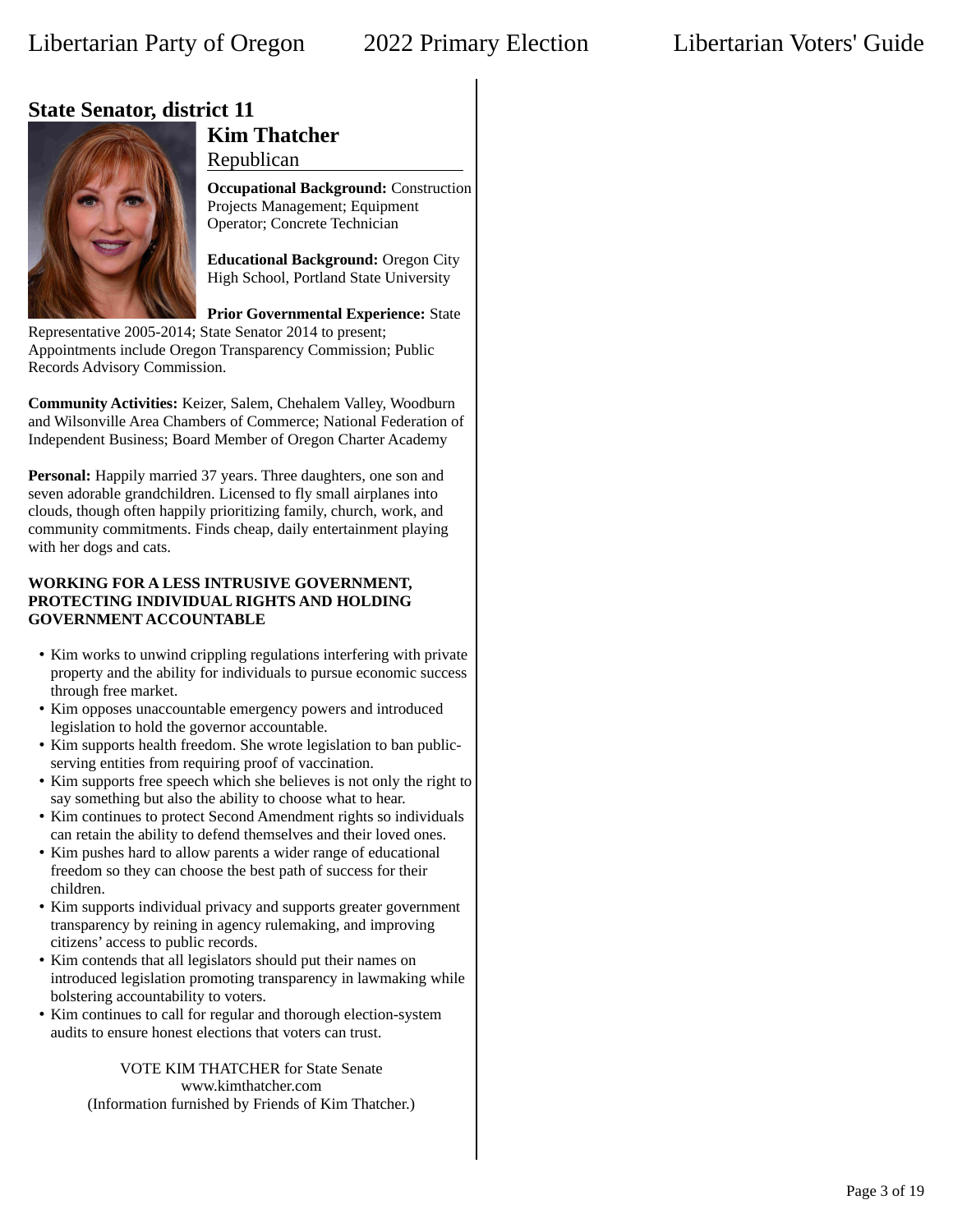## State Senator, district 11

### Kim Thatcher

Republican

**Occupational Background:** Construction Projects Management; Equipment Operator; Concrete Technician

**Educational Background:** Oregon City High School, Portland State University

**Prior Governmental Experience:** State Representative 2005-2014; State Senator 2014 to present; Appointments include Oregon Transparency Commission; Public Records Advisory Commission.

**Community Activities:** Keizer, Salem, Chehalem Valley, Woodburn and Wilsonville Area Chambers of Commerce; National Federation of Independent Business; Board Member of Oregon Charter Academy

**Personal:** Happily married 37 years. Three daughters, one son and seven adorable grandchildren. Licensed to fly small airplanes into clouds, though often happily prioritizing family, church, work, and community commitments. Finds cheap, daily entertainment playing with her dogs and cats.

**WORKING FOR A LESS INTRUSIVE GOVERNMENT, PROTECTING INDIVIDUAL RIGHTS AND HOLDING GOVERNMENT ACCOUNTABLE**

- Kim works to unwind crippling regulations interfering with private property and the ability for individuals to pursue economic success through free market.
- Kim opposes unaccountable emergency powers and introduced legislation to hold the governor accountable.
- Kim supports health freedom. She wrote legislation to ban public-serving entities from requiring proof of vaccination.
- Kim supports free speech which she believes is not only the right to say something but also the ability to choose what to hear.
- Kim continues to protect Second Amendment rights so individuals can retain the ability to defend themselves and their loved ones.
- Kim pushes hard to allow parents a wider range of educational freedom so they can choose the best path of success for their children.
- Kim supports individual privacy and supports greater government transparency by reining in agency rulemaking, and improving citizens' access to public records.
- Kim contends that all legislators should put their names on introduced legislation promoting transparency in lawmaking while bolstering accountability to voters.
- Kim continues to call for regular and thorough election-system audits to ensure honest elections that voters can trust.

VOTE KIM THATCHER for State Senate
www.kimthatcher.com
(Information furnished by Friends of Kim Thatcher.)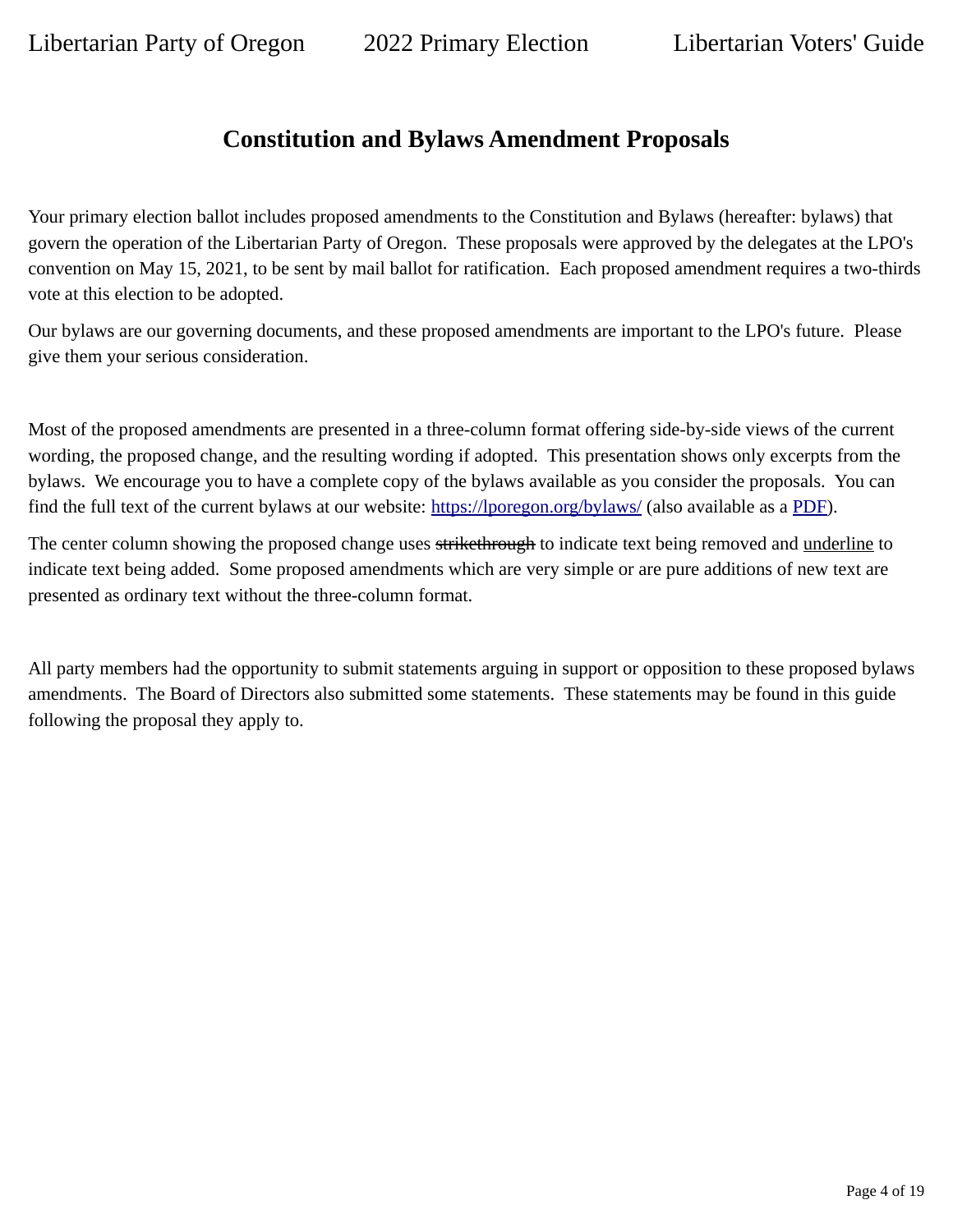## Constitution and Bylaws Amendment Proposals

Your primary election ballot includes proposed amendments to the Constitution and Bylaws (hereafter: bylaws) that govern the operation of the Libertarian Party of Oregon. These proposals were approved by the delegates at the LPO's convention on May 15, 2021, to be sent by mail ballot for ratification. Each proposed amendment requires a two-thirds vote at this election to be adopted.

Our bylaws are our governing documents, and these proposed amendments are important to the LPO's future. Please give them your serious consideration.

Most of the proposed amendments are presented in a three-column format offering side-by-side views of the current wording, the proposed change, and the resulting wording if adopted. This presentation shows only excerpts from the bylaws. We encourage you to have a complete copy of the bylaws available as you consider the proposals. You can find the full text of the current bylaws at our website: [https://lporegon.org/bylaws/](https://lporegon.org/bylaws/) (also available as a PDF).

The center column showing the proposed change uses ~~strikethrough~~ to indicate text being removed and <u>underline</u> to indicate text being added. Some proposed amendments which are very simple or are pure additions of new text are presented as ordinary text without the three-column format.

All party members had the opportunity to submit statements arguing in support or opposition to these proposed bylaws amendments. The Board of Directors also submitted some statements. These statements may be found in this guide following the proposal they apply to.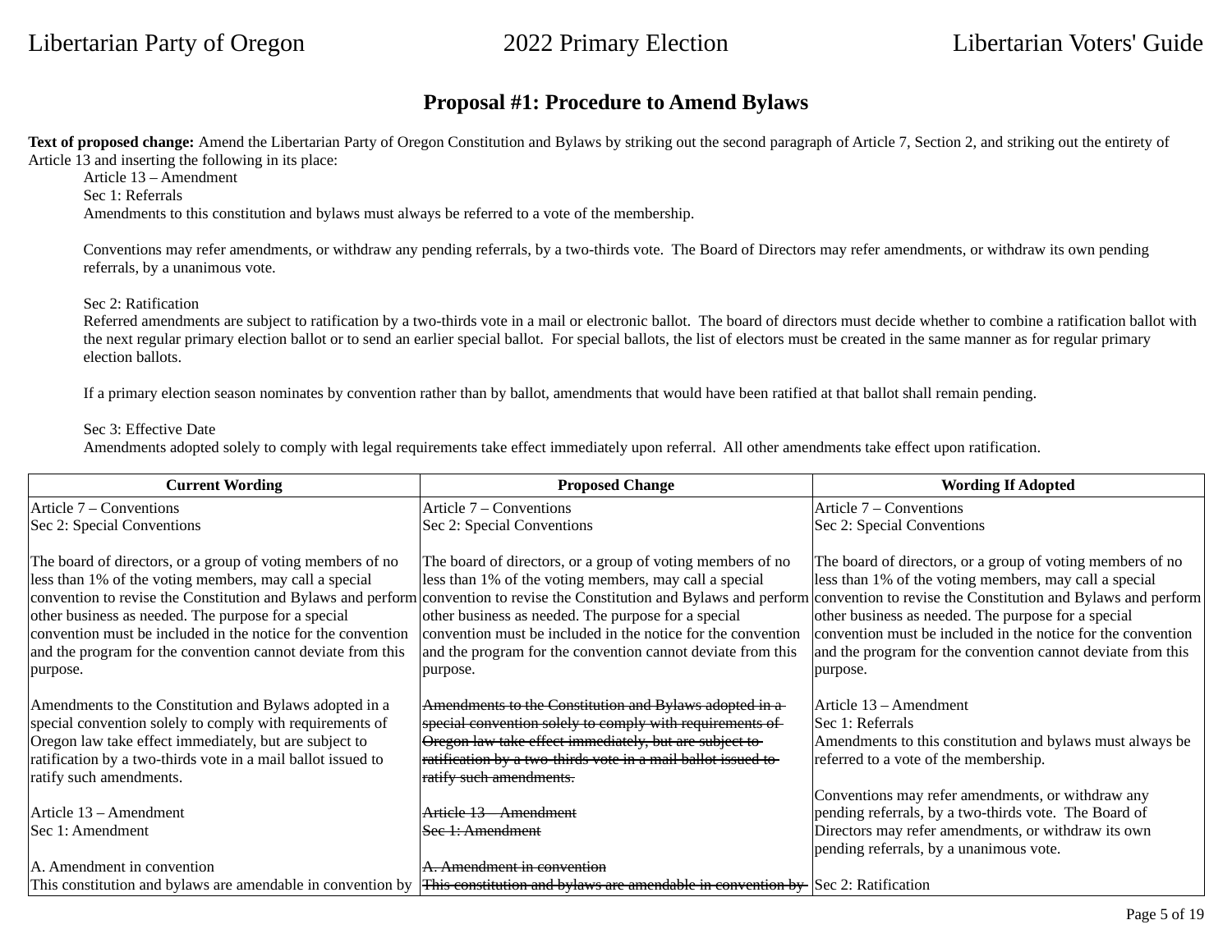## Proposal #1: Procedure to Amend Bylaws

**Text of proposed change:** Amend the Libertarian Party of Oregon Constitution and Bylaws by striking out the second paragraph of Article 7, Section 2, and striking out the entirety of Article 13 and inserting the following in its place:

> Article 13 – Amendment
> Sec 1: Referrals
> Amendments to this constitution and bylaws must always be referred to a vote of the membership.
>
> Conventions may refer amendments, or withdraw any pending referrals, by a two-thirds vote. The Board of Directors may refer amendments, or withdraw its own pending referrals, by a unanimous vote.
>
> Sec 2: Ratification
> Referred amendments are subject to ratification by a two-thirds vote in a mail or electronic ballot. The board of directors must decide whether to combine a ratification ballot with the next regular primary election ballot or to send an earlier special ballot. For special ballots, the list of electors must be created in the same manner as for regular primary election ballots.
>
> If a primary election season nominates by convention rather than by ballot, amendments that would have been ratified at that ballot shall remain pending.
>
> Sec 3: Effective Date
> Amendments adopted solely to comply with legal requirements take effect immediately upon referral. All other amendments take effect upon ratification.

| Current Wording | Proposed Change | Wording If Adopted |
|---|---|---|
| Article 7 – Conventions<br>Sec 2: Special Conventions<br><br>The board of directors, or a group of voting members of no less than 1% of the voting members, may call a special convention to revise the Constitution and Bylaws and perform other business as needed. The purpose for a special convention must be included in the notice for the convention and the program for the convention cannot deviate from this purpose.<br><br>Amendments to the Constitution and Bylaws adopted in a special convention solely to comply with requirements of Oregon law take effect immediately, but are subject to ratification by a two-thirds vote in a mail ballot issued to ratify such amendments.<br><br>Article 13 – Amendment<br>Sec 1: Amendment<br><br>A. Amendment in convention<br>This constitution and bylaws are amendable in convention by | Article 7 – Conventions<br>Sec 2: Special Conventions<br><br>The board of directors, or a group of voting members of no less than 1% of the voting members, may call a special convention to revise the Constitution and Bylaws and perform other business as needed. The purpose for a special convention must be included in the notice for the convention and the program for the convention cannot deviate from this purpose.<br><br>~~Amendments to the Constitution and Bylaws adopted in a special convention solely to comply with requirements of Oregon law take effect immediately, but are subject to ratification by a two-thirds vote in a mail ballot issued to ratify such amendments.~~<br><br>~~Article 13 – Amendment~~<br>~~Sec 1: Amendment~~<br><br>~~A. Amendment in convention~~<br>~~This constitution and bylaws are amendable in convention by~~ | Article 7 – Conventions<br>Sec 2: Special Conventions<br><br>The board of directors, or a group of voting members of no less than 1% of the voting members, may call a special convention to revise the Constitution and Bylaws and perform other business as needed. The purpose for a special convention must be included in the notice for the convention and the program for the convention cannot deviate from this purpose.<br><br>Article 13 – Amendment<br>Sec 1: Referrals<br>Amendments to this constitution and bylaws must always be referred to a vote of the membership.<br><br>Conventions may refer amendments, or withdraw any pending referrals, by a two-thirds vote. The Board of Directors may refer amendments, or withdraw its own pending referrals, by a unanimous vote.<br><br>Sec 2: Ratification |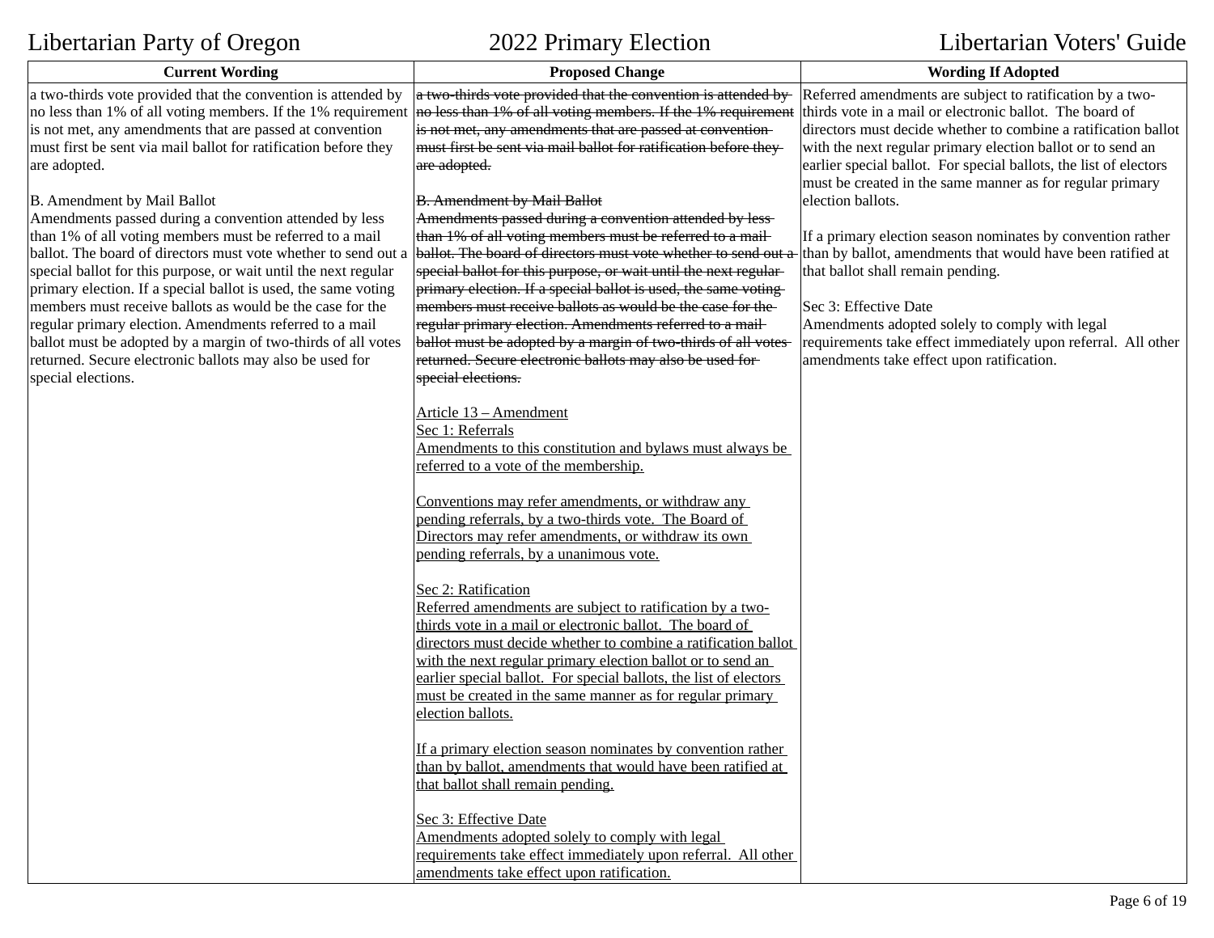| Current Wording | Proposed Change | Wording If Adopted |
| --- | --- | --- |
| a two-thirds vote provided that the convention is attended by no less than 1% of all voting members. If the 1% requirement is not met, any amendments that are passed at convention must first be sent via mail ballot for ratification before they are adopted.<br><br>B. Amendment by Mail Ballot<br>Amendments passed during a convention attended by less than 1% of all voting members must be referred to a mail ballot. The board of directors must vote whether to send out a special ballot for this purpose, or wait until the next regular primary election. If a special ballot is used, the same voting members must receive ballots as would be the case for the regular primary election. Amendments referred to a mail ballot must be adopted by a margin of two-thirds of all votes returned. Secure electronic ballots may also be used for special elections. | ~~a two-thirds vote provided that the convention is attended by no less than 1% of all voting members. If the 1% requirement is not met, any amendments that are passed at convention must first be sent via mail ballot for ratification before they are adopted.~~<br><br>~~B. Amendment by Mail Ballot~~<br>~~Amendments passed during a convention attended by less than 1% of all voting members must be referred to a mail ballot. The board of directors must vote whether to send out a special ballot for this purpose, or wait until the next regular primary election. If a special ballot is used, the same voting members must receive ballots as would be the case for the regular primary election. Amendments referred to a mail ballot must be adopted by a margin of two-thirds of all votes returned. Secure electronic ballots may also be used for special elections.~~<br><br><u>Article 13 – Amendment</u><br><u>Sec 1: Referrals</u><br><u>Amendments to this constitution and bylaws must always be referred to a vote of the membership.</u><br><br><u>Conventions may refer amendments, or withdraw any pending referrals, by a two-thirds vote. The Board of Directors may refer amendments, or withdraw its own pending referrals, by a unanimous vote.</u><br><br><u>Sec 2: Ratification</u><br><u>Referred amendments are subject to ratification by a two-thirds vote in a mail or electronic ballot. The board of directors must decide whether to combine a ratification ballot with the next regular primary election ballot or to send an earlier special ballot. For special ballots, the list of electors must be created in the same manner as for regular primary election ballots.</u><br><br><u>If a primary election season nominates by convention rather than by ballot, amendments that would have been ratified at that ballot shall remain pending.</u><br><br><u>Sec 3: Effective Date</u><br><u>Amendments adopted solely to comply with legal requirements take effect immediately upon referral. All other amendments take effect upon ratification.</u> | Referred amendments are subject to ratification by a two-thirds vote in a mail or electronic ballot. The board of directors must decide whether to combine a ratification ballot with the next regular primary election ballot or to send an earlier special ballot. For special ballots, the list of electors must be created in the same manner as for regular primary election ballots.<br><br>If a primary election season nominates by convention rather than by ballot, amendments that would have been ratified at that ballot shall remain pending.<br><br>Sec 3: Effective Date<br>Amendments adopted solely to comply with legal requirements take effect immediately upon referral. All other amendments take effect upon ratification. |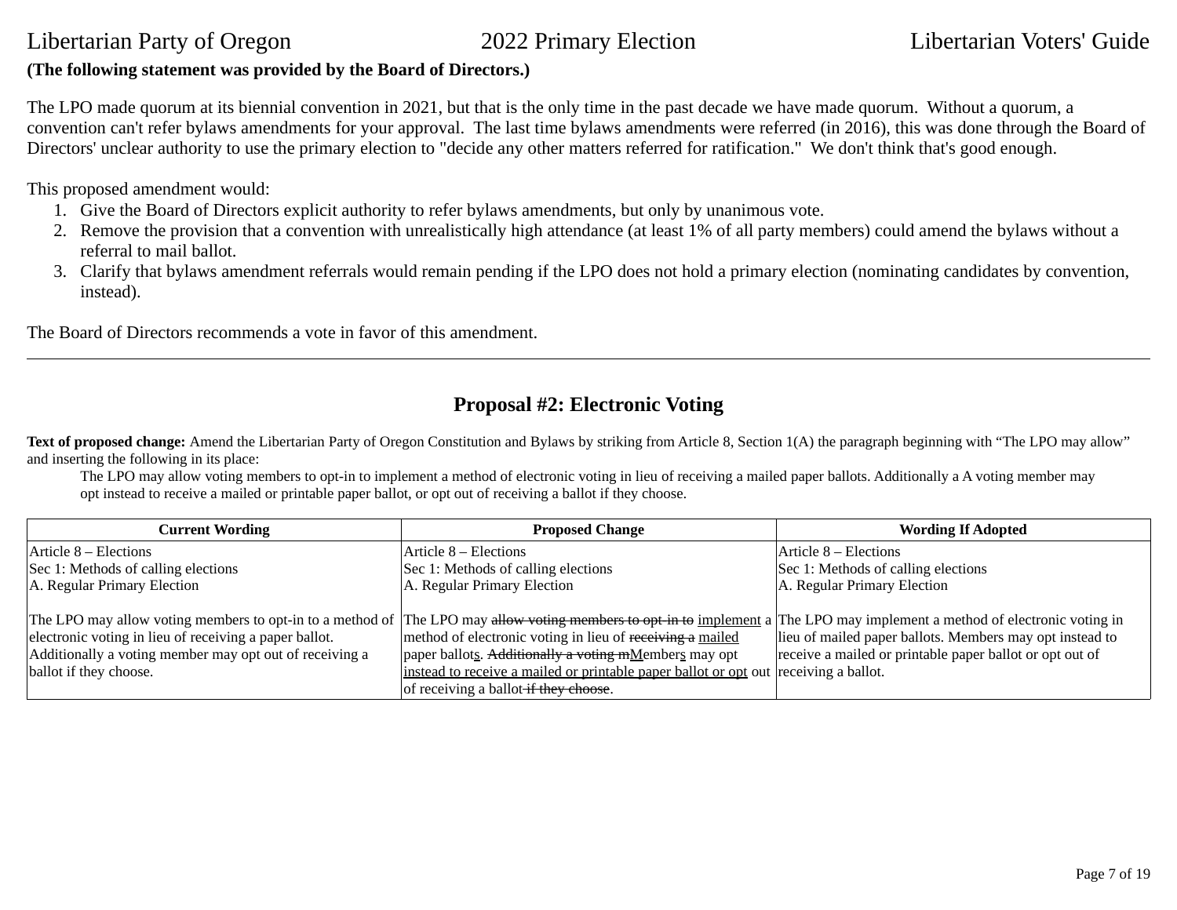**(The following statement was provided by the Board of Directors.)**

The LPO made quorum at its biennial convention in 2021, but that is the only time in the past decade we have made quorum. Without a quorum, a convention can't refer bylaws amendments for your approval. The last time bylaws amendments were referred (in 2016), this was done through the Board of Directors' unclear authority to use the primary election to "decide any other matters referred for ratification." We don't think that's good enough.

This proposed amendment would:

1. Give the Board of Directors explicit authority to refer bylaws amendments, but only by unanimous vote.
2. Remove the provision that a convention with unrealistically high attendance (at least 1% of all party members) could amend the bylaws without a referral to mail ballot.
3. Clarify that bylaws amendment referrals would remain pending if the LPO does not hold a primary election (nominating candidates by convention, instead).

The Board of Directors recommends a vote in favor of this amendment.

---

## Proposal #2: Electronic Voting

**Text of proposed change:** Amend the Libertarian Party of Oregon Constitution and Bylaws by striking from Article 8, Section 1(A) the paragraph beginning with "The LPO may allow" and inserting the following in its place:

> The LPO may allow voting members to opt-in to implement a method of electronic voting in lieu of receiving a mailed paper ballots. Additionally a A voting member may opt instead to receive a mailed or printable paper ballot, or opt out of receiving a ballot if they choose.

| Current Wording | Proposed Change | Wording If Adopted |
|---|---|---|
| Article 8 – Elections<br>Sec 1: Methods of calling elections<br>A. Regular Primary Election<br><br>The LPO may allow voting members to opt-in to a method of electronic voting in lieu of receiving a paper ballot. Additionally a voting member may opt out of receiving a ballot if they choose. | Article 8 – Elections<br>Sec 1: Methods of calling elections<br>A. Regular Primary Election<br><br>The LPO may ~~allow voting members to opt-in to~~ <u>implement</u> a method of electronic voting in lieu of ~~receiving a~~ <u>mailed</u> paper ballot<u>s</u>. ~~Additionally a voting m~~<u>M</u>ember<u>s</u> may opt <u>instead to receive a mailed or printable paper ballot or opt</u> out of receiving a ballot~~ if they choose~~. | Article 8 – Elections<br>Sec 1: Methods of calling elections<br>A. Regular Primary Election<br><br>The LPO may implement a method of electronic voting in lieu of mailed paper ballots. Members may opt instead to receive a mailed or printable paper ballot or opt out of receiving a ballot. |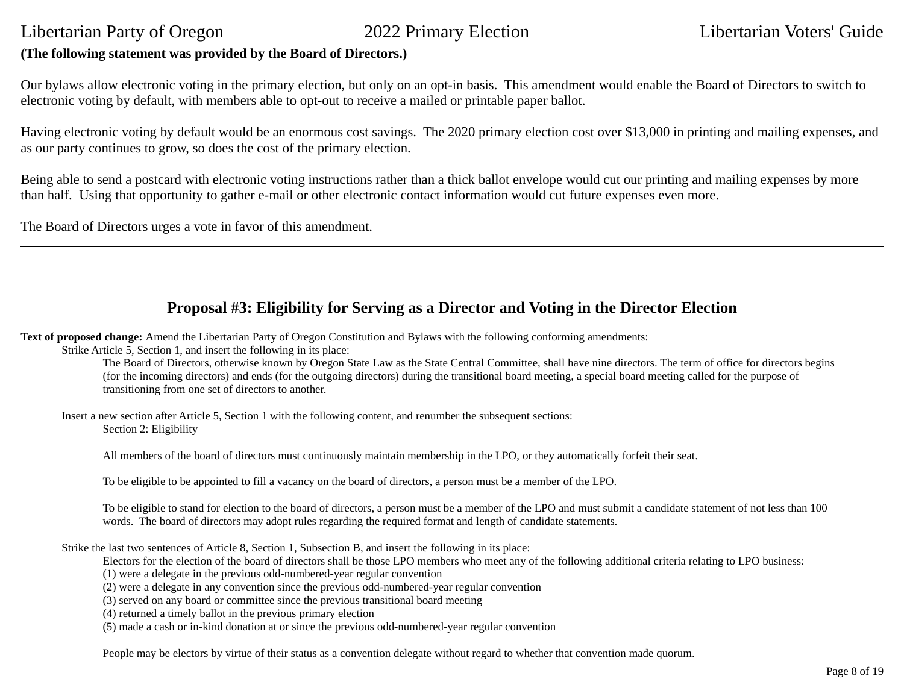**(The following statement was provided by the Board of Directors.)**

Our bylaws allow electronic voting in the primary election, but only on an opt-in basis. This amendment would enable the Board of Directors to switch to electronic voting by default, with members able to opt-out to receive a mailed or printable paper ballot.

Having electronic voting by default would be an enormous cost savings. The 2020 primary election cost over $13,000 in printing and mailing expenses, and as our party continues to grow, so does the cost of the primary election.

Being able to send a postcard with electronic voting instructions rather than a thick ballot envelope would cut our printing and mailing expenses by more than half. Using that opportunity to gather e-mail or other electronic contact information would cut future expenses even more.

The Board of Directors urges a vote in favor of this amendment.

---

## Proposal #3: Eligibility for Serving as a Director and Voting in the Director Election

**Text of proposed change:** Amend the Libertarian Party of Oregon Constitution and Bylaws with the following conforming amendments:

Strike Article 5, Section 1, and insert the following in its place:

> The Board of Directors, otherwise known by Oregon State Law as the State Central Committee, shall have nine directors. The term of office for directors begins (for the incoming directors) and ends (for the outgoing directors) during the transitional board meeting, a special board meeting called for the purpose of transitioning from one set of directors to another.

Insert a new section after Article 5, Section 1 with the following content, and renumber the subsequent sections:

> Section 2: Eligibility
>
> All members of the board of directors must continuously maintain membership in the LPO, or they automatically forfeit their seat.
>
> To be eligible to be appointed to fill a vacancy on the board of directors, a person must be a member of the LPO.
>
> To be eligible to stand for election to the board of directors, a person must be a member of the LPO and must submit a candidate statement of not less than 100 words. The board of directors may adopt rules regarding the required format and length of candidate statements.

Strike the last two sentences of Article 8, Section 1, Subsection B, and insert the following in its place:

> Electors for the election of the board of directors shall be those LPO members who meet any of the following additional criteria relating to LPO business:
> (1) were a delegate in the previous odd-numbered-year regular convention
> (2) were a delegate in any convention since the previous odd-numbered-year regular convention
> (3) served on any board or committee since the previous transitional board meeting
> (4) returned a timely ballot in the previous primary election
> (5) made a cash or in-kind donation at or since the previous odd-numbered-year regular convention
>
> People may be electors by virtue of their status as a convention delegate without regard to whether that convention made quorum.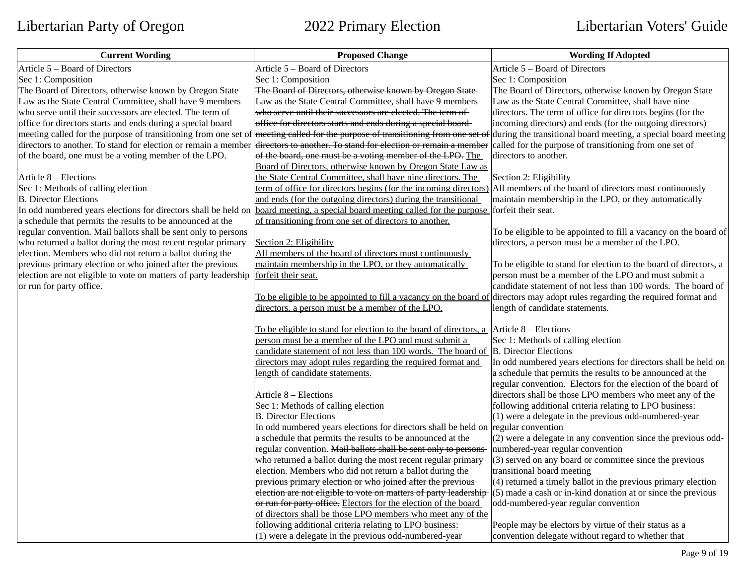| Current Wording | Proposed Change | Wording If Adopted |
|---|---|---|
| Article 5 – Board of Directors<br>Sec 1: Composition<br>The Board of Directors, otherwise known by Oregon State Law as the State Central Committee, shall have 9 members who serve until their successors are elected. The term of office for directors starts and ends during a special board meeting called for the purpose of transitioning from one set of directors to another. To stand for election or remain a member of the board, one must be a voting member of the LPO.<br><br>Article 8 – Elections<br>Sec 1: Methods of calling election<br>B. Director Elections<br>In odd numbered years elections for directors shall be held on a schedule that permits the results to be announced at the regular convention. Mail ballots shall be sent only to persons who returned a ballot during the most recent regular primary election. Members who did not return a ballot during the previous primary election or who joined after the previous election are not eligible to vote on matters of party leadership or run for party office. | Article 5 – Board of Directors<br>Sec 1: Composition<br>~~The Board of Directors, otherwise known by Oregon State Law as the State Central Committee, shall have 9 members who serve until their successors are elected. The term of office for directors starts and ends during a special board meeting called for the purpose of transitioning from one set of directors to another. To stand for election or remain a member of the board, one must be a voting member of the LPO.~~ <u>The Board of Directors, otherwise known by Oregon State Law as the State Central Committee, shall have nine directors. The term of office for directors begins (for the incoming directors) and ends (for the outgoing directors) during the transitional board meeting, a special board meeting called for the purpose of transitioning from one set of directors to another.</u><br><br><u>Section 2: Eligibility</u><br><u>All members of the board of directors must continuously maintain membership in the LPO, or they automatically forfeit their seat.</u><br><br><u>To be eligible to be appointed to fill a vacancy on the board of directors, a person must be a member of the LPO.</u><br><br><u>To be eligible to stand for election to the board of directors, a person must be a member of the LPO and must submit a candidate statement of not less than 100 words. The board of directors may adopt rules regarding the required format and length of candidate statements.</u><br><br>Article 8 – Elections<br>Sec 1: Methods of calling election<br>B. Director Elections<br>In odd numbered years elections for directors shall be held on a schedule that permits the results to be announced at the regular convention. ~~Mail ballots shall be sent only to persons who returned a ballot during the most recent regular primary election. Members who did not return a ballot during the previous primary election or who joined after the previous election are not eligible to vote on matters of party leadership or run for party office.~~ <u>Electors for the election of the board of directors shall be those LPO members who meet any of the following additional criteria relating to LPO business:</u><br><u>(1) were a delegate in the previous odd-numbered-year</u> | Article 5 – Board of Directors<br>Sec 1: Composition<br>The Board of Directors, otherwise known by Oregon State Law as the State Central Committee, shall have nine directors. The term of office for directors begins (for the incoming directors) and ends (for the outgoing directors) during the transitional board meeting, a special board meeting called for the purpose of transitioning from one set of directors to another.<br><br>Section 2: Eligibility<br>All members of the board of directors must continuously maintain membership in the LPO, or they automatically forfeit their seat.<br><br>To be eligible to be appointed to fill a vacancy on the board of directors, a person must be a member of the LPO.<br><br>To be eligible to stand for election to the board of directors, a person must be a member of the LPO and must submit a candidate statement of not less than 100 words. The board of directors may adopt rules regarding the required format and length of candidate statements.<br><br>Article 8 – Elections<br>Sec 1: Methods of calling election<br>B. Director Elections<br>In odd numbered years elections for directors shall be held on a schedule that permits the results to be announced at the regular convention. Electors for the election of the board of directors shall be those LPO members who meet any of the following additional criteria relating to LPO business:<br>(1) were a delegate in the previous odd-numbered-year regular convention<br>(2) were a delegate in any convention since the previous odd-numbered-year regular convention<br>(3) served on any board or committee since the previous transitional board meeting<br>(4) returned a timely ballot in the previous primary election<br>(5) made a cash or in-kind donation at or since the previous odd-numbered-year regular convention<br><br>People may be electors by virtue of their status as a convention delegate without regard to whether that |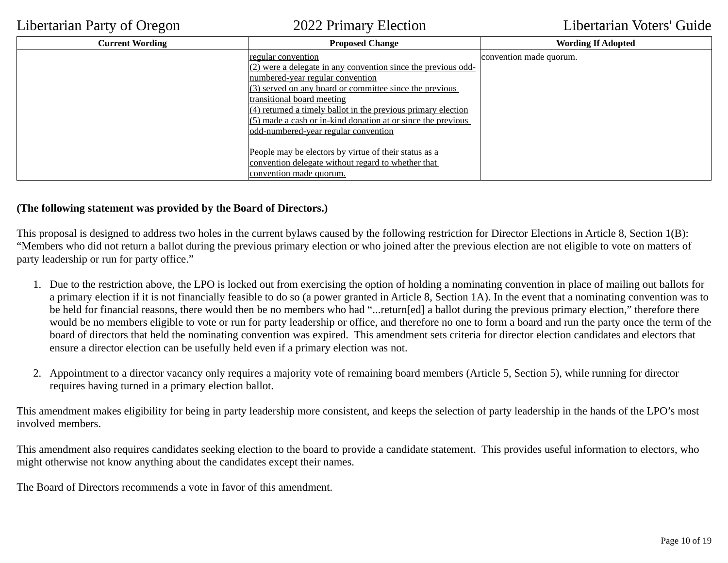| Current Wording | Proposed Change | Wording If Adopted |
|---|---|---|
| | <u>regular convention</u><br><u>(2) were a delegate in any convention since the previous odd-numbered-year regular convention</u><br><u>(3) served on any board or committee since the previous transitional board meeting</u><br><u>(4) returned a timely ballot in the previous primary election</u><br><u>(5) made a cash or in-kind donation at or since the previous odd-numbered-year regular convention</u><br><br><u>People may be electors by virtue of their status as a convention delegate without regard to whether that convention made quorum.</u> | convention made quorum. |

**(The following statement was provided by the Board of Directors.)**

This proposal is designed to address two holes in the current bylaws caused by the following restriction for Director Elections in Article 8, Section 1(B): "Members who did not return a ballot during the previous primary election or who joined after the previous election are not eligible to vote on matters of party leadership or run for party office."

1. Due to the restriction above, the LPO is locked out from exercising the option of holding a nominating convention in place of mailing out ballots for a primary election if it is not financially feasible to do so (a power granted in Article 8, Section 1A). In the event that a nominating convention was to be held for financial reasons, there would then be no members who had "...return[ed] a ballot during the previous primary election," therefore there would be no members eligible to vote or run for party leadership or office, and therefore no one to form a board and run the party once the term of the board of directors that held the nominating convention was expired. This amendment sets criteria for director election candidates and electors that ensure a director election can be usefully held even if a primary election was not.

2. Appointment to a director vacancy only requires a majority vote of remaining board members (Article 5, Section 5), while running for director requires having turned in a primary election ballot.

This amendment makes eligibility for being in party leadership more consistent, and keeps the selection of party leadership in the hands of the LPO's most involved members.

This amendment also requires candidates seeking election to the board to provide a candidate statement. This provides useful information to electors, who might otherwise not know anything about the candidates except their names.

The Board of Directors recommends a vote in favor of this amendment.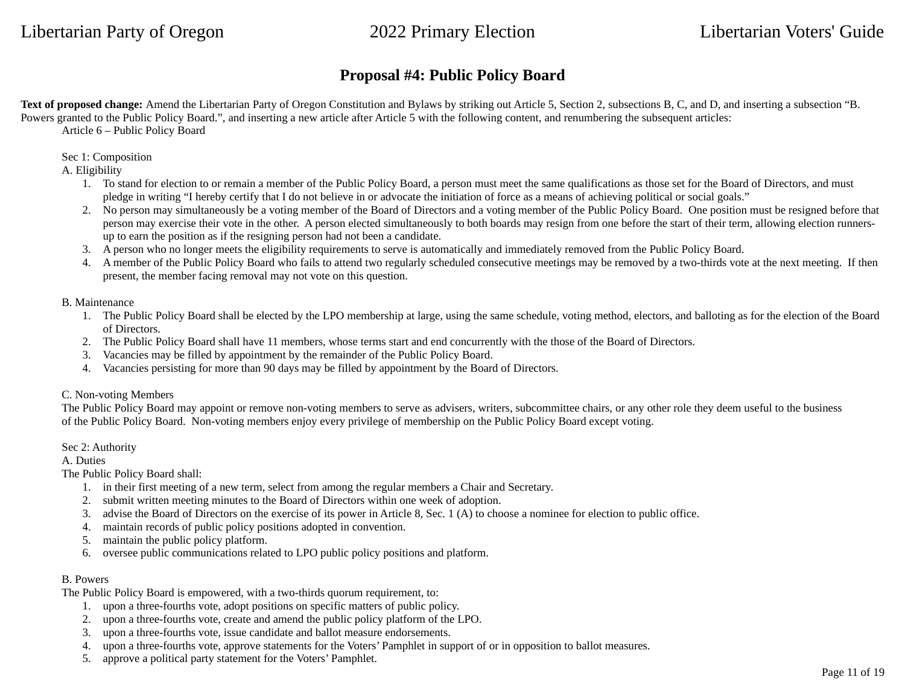## Proposal #4: Public Policy Board

**Text of proposed change:** Amend the Libertarian Party of Oregon Constitution and Bylaws by striking out Article 5, Section 2, subsections B, C, and D, and inserting a subsection "B. Powers granted to the Public Policy Board.", and inserting a new article after Article 5 with the following content, and renumbering the subsequent articles:

Article 6 – Public Policy Board

Sec 1: Composition

A. Eligibility

1. To stand for election to or remain a member of the Public Policy Board, a person must meet the same qualifications as those set for the Board of Directors, and must pledge in writing "I hereby certify that I do not believe in or advocate the initiation of force as a means of achieving political or social goals."
2. No person may simultaneously be a voting member of the Board of Directors and a voting member of the Public Policy Board. One position must be resigned before that person may exercise their vote in the other. A person elected simultaneously to both boards may resign from one before the start of their term, allowing election runners-up to earn the position as if the resigning person had not been a candidate.
3. A person who no longer meets the eligibility requirements to serve is automatically and immediately removed from the Public Policy Board.
4. A member of the Public Policy Board who fails to attend two regularly scheduled consecutive meetings may be removed by a two-thirds vote at the next meeting. If then present, the member facing removal may not vote on this question.

B. Maintenance

1. The Public Policy Board shall be elected by the LPO membership at large, using the same schedule, voting method, electors, and balloting as for the election of the Board of Directors.
2. The Public Policy Board shall have 11 members, whose terms start and end concurrently with the those of the Board of Directors.
3. Vacancies may be filled by appointment by the remainder of the Public Policy Board.
4. Vacancies persisting for more than 90 days may be filled by appointment by the Board of Directors.

C. Non-voting Members

The Public Policy Board may appoint or remove non-voting members to serve as advisers, writers, subcommittee chairs, or any other role they deem useful to the business of the Public Policy Board. Non-voting members enjoy every privilege of membership on the Public Policy Board except voting.

Sec 2: Authority

A. Duties

The Public Policy Board shall:

1. in their first meeting of a new term, select from among the regular members a Chair and Secretary.
2. submit written meeting minutes to the Board of Directors within one week of adoption.
3. advise the Board of Directors on the exercise of its power in Article 8, Sec. 1 (A) to choose a nominee for election to public office.
4. maintain records of public policy positions adopted in convention.
5. maintain the public policy platform.
6. oversee public communications related to LPO public policy positions and platform.

B. Powers

The Public Policy Board is empowered, with a two-thirds quorum requirement, to:

1. upon a three-fourths vote, adopt positions on specific matters of public policy.
2. upon a three-fourths vote, create and amend the public policy platform of the LPO.
3. upon a three-fourths vote, issue candidate and ballot measure endorsements.
4. upon a three-fourths vote, approve statements for the Voters' Pamphlet in support of or in opposition to ballot measures.
5. approve a political party statement for the Voters' Pamphlet.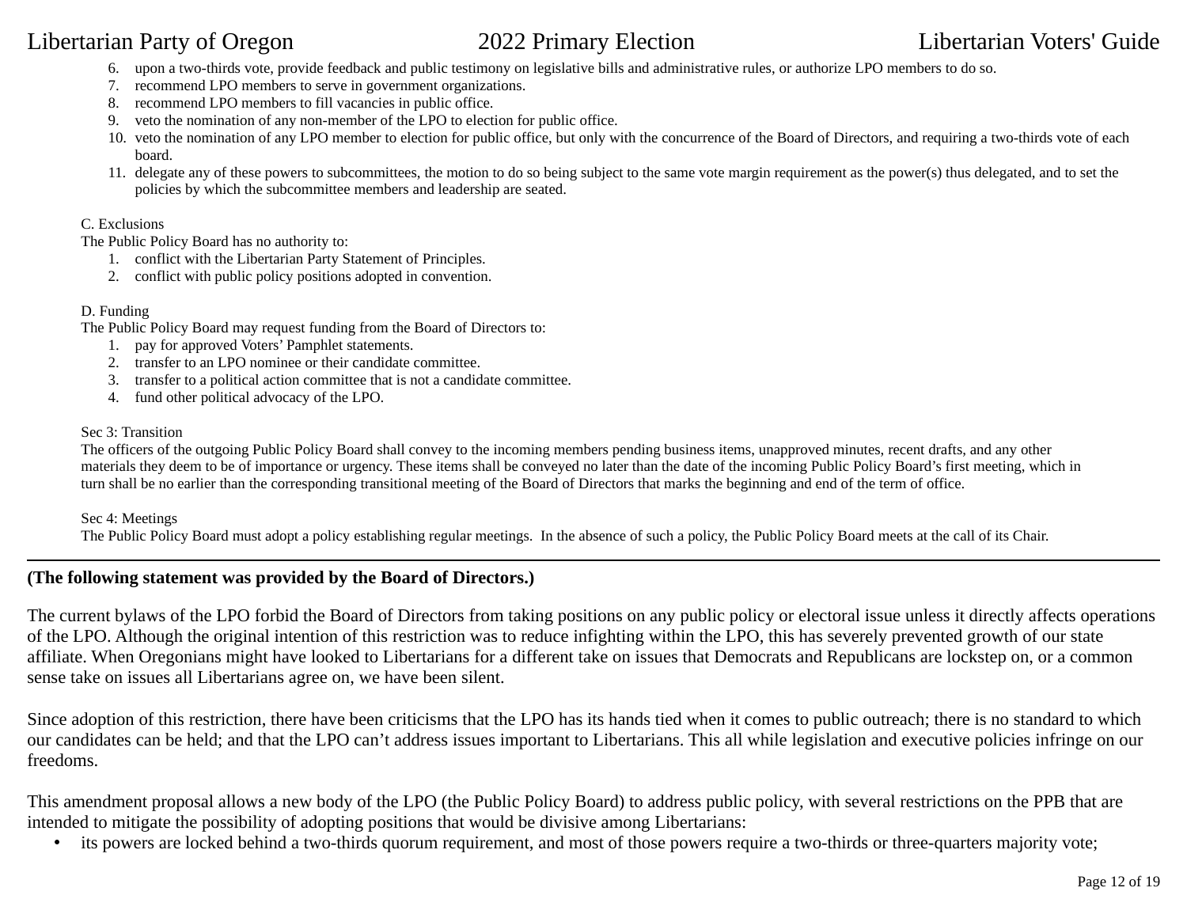6. upon a two-thirds vote, provide feedback and public testimony on legislative bills and administrative rules, or authorize LPO members to do so.
7. recommend LPO members to serve in government organizations.
8. recommend LPO members to fill vacancies in public office.
9. veto the nomination of any non-member of the LPO to election for public office.
10. veto the nomination of any LPO member to election for public office, but only with the concurrence of the Board of Directors, and requiring a two-thirds vote of each board.
11. delegate any of these powers to subcommittees, the motion to do so being subject to the same vote margin requirement as the power(s) thus delegated, and to set the policies by which the subcommittee members and leadership are seated.

C. Exclusions
The Public Policy Board has no authority to:

1. conflict with the Libertarian Party Statement of Principles.
2. conflict with public policy positions adopted in convention.

D. Funding
The Public Policy Board may request funding from the Board of Directors to:

1. pay for approved Voters' Pamphlet statements.
2. transfer to an LPO nominee or their candidate committee.
3. transfer to a political action committee that is not a candidate committee.
4. fund other political advocacy of the LPO.

Sec 3: Transition
The officers of the outgoing Public Policy Board shall convey to the incoming members pending business items, unapproved minutes, recent drafts, and any other materials they deem to be of importance or urgency. These items shall be conveyed no later than the date of the incoming Public Policy Board's first meeting, which in turn shall be no earlier than the corresponding transitional meeting of the Board of Directors that marks the beginning and end of the term of office.

Sec 4: Meetings
The Public Policy Board must adopt a policy establishing regular meetings. In the absence of such a policy, the Public Policy Board meets at the call of its Chair.

---

**(The following statement was provided by the Board of Directors.)**

The current bylaws of the LPO forbid the Board of Directors from taking positions on any public policy or electoral issue unless it directly affects operations of the LPO. Although the original intention of this restriction was to reduce infighting within the LPO, this has severely prevented growth of our state affiliate. When Oregonians might have looked to Libertarians for a different take on issues that Democrats and Republicans are lockstep on, or a common sense take on issues all Libertarians agree on, we have been silent.

Since adoption of this restriction, there have been criticisms that the LPO has its hands tied when it comes to public outreach; there is no standard to which our candidates can be held; and that the LPO can't address issues important to Libertarians. This all while legislation and executive policies infringe on our freedoms.

This amendment proposal allows a new body of the LPO (the Public Policy Board) to address public policy, with several restrictions on the PPB that are intended to mitigate the possibility of adopting positions that would be divisive among Libertarians:

- its powers are locked behind a two-thirds quorum requirement, and most of those powers require a two-thirds or three-quarters majority vote;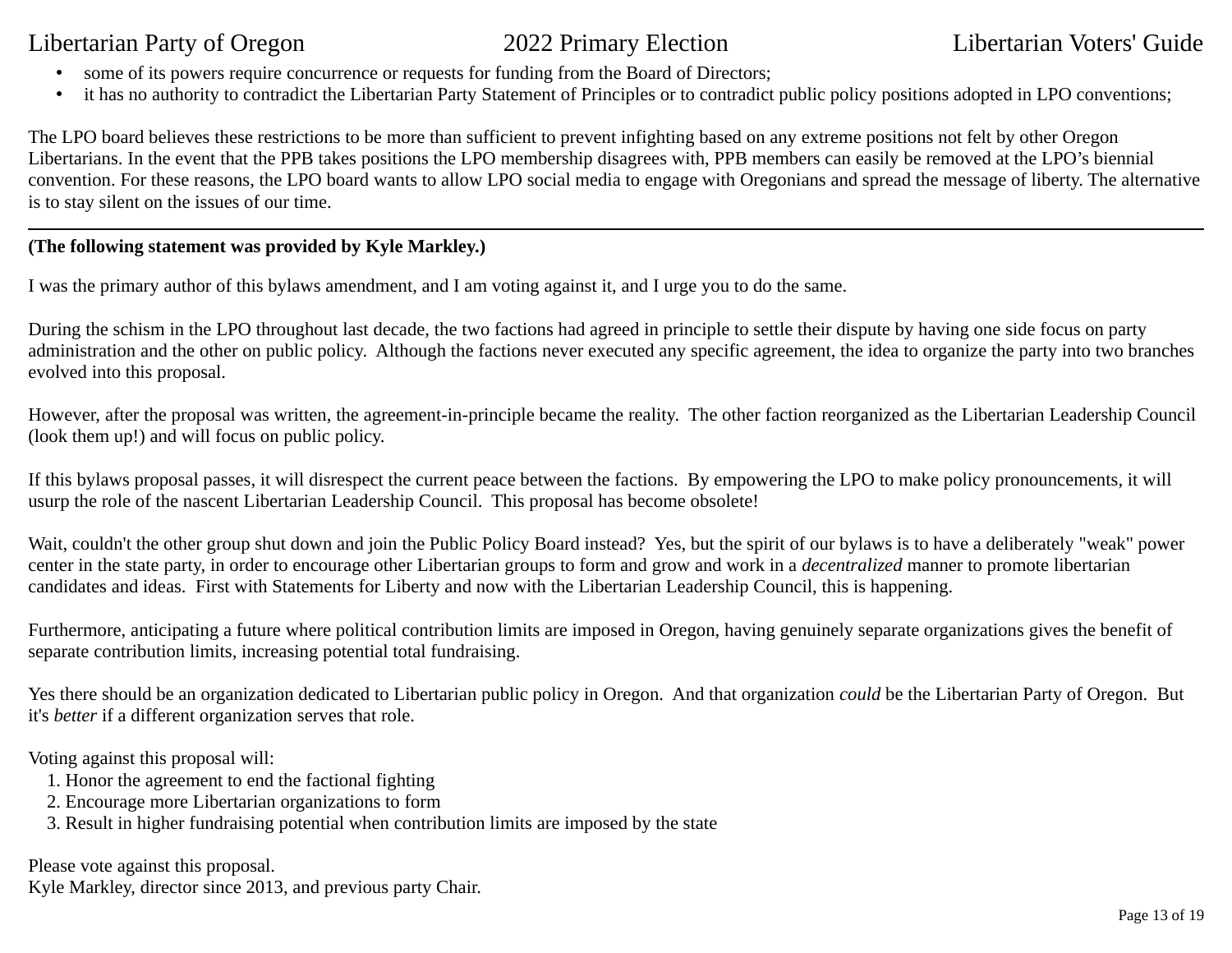- some of its powers require concurrence or requests for funding from the Board of Directors;
- it has no authority to contradict the Libertarian Party Statement of Principles or to contradict public policy positions adopted in LPO conventions;

The LPO board believes these restrictions to be more than sufficient to prevent infighting based on any extreme positions not felt by other Oregon Libertarians. In the event that the PPB takes positions the LPO membership disagrees with, PPB members can easily be removed at the LPO's biennial convention. For these reasons, the LPO board wants to allow LPO social media to engage with Oregonians and spread the message of liberty. The alternative is to stay silent on the issues of our time.

---

**(The following statement was provided by Kyle Markley.)**

I was the primary author of this bylaws amendment, and I am voting against it, and I urge you to do the same.

During the schism in the LPO throughout last decade, the two factions had agreed in principle to settle their dispute by having one side focus on party administration and the other on public policy. Although the factions never executed any specific agreement, the idea to organize the party into two branches evolved into this proposal.

However, after the proposal was written, the agreement-in-principle became the reality. The other faction reorganized as the Libertarian Leadership Council (look them up!) and will focus on public policy.

If this bylaws proposal passes, it will disrespect the current peace between the factions. By empowering the LPO to make policy pronouncements, it will usurp the role of the nascent Libertarian Leadership Council. This proposal has become obsolete!

Wait, couldn't the other group shut down and join the Public Policy Board instead? Yes, but the spirit of our bylaws is to have a deliberately "weak" power center in the state party, in order to encourage other Libertarian groups to form and grow and work in a *decentralized* manner to promote libertarian candidates and ideas. First with Statements for Liberty and now with the Libertarian Leadership Council, this is happening.

Furthermore, anticipating a future where political contribution limits are imposed in Oregon, having genuinely separate organizations gives the benefit of separate contribution limits, increasing potential total fundraising.

Yes there should be an organization dedicated to Libertarian public policy in Oregon. And that organization *could* be the Libertarian Party of Oregon. But it's *better* if a different organization serves that role.

Voting against this proposal will:

1. Honor the agreement to end the factional fighting
2. Encourage more Libertarian organizations to form
3. Result in higher fundraising potential when contribution limits are imposed by the state

Please vote against this proposal.
Kyle Markley, director since 2013, and previous party Chair.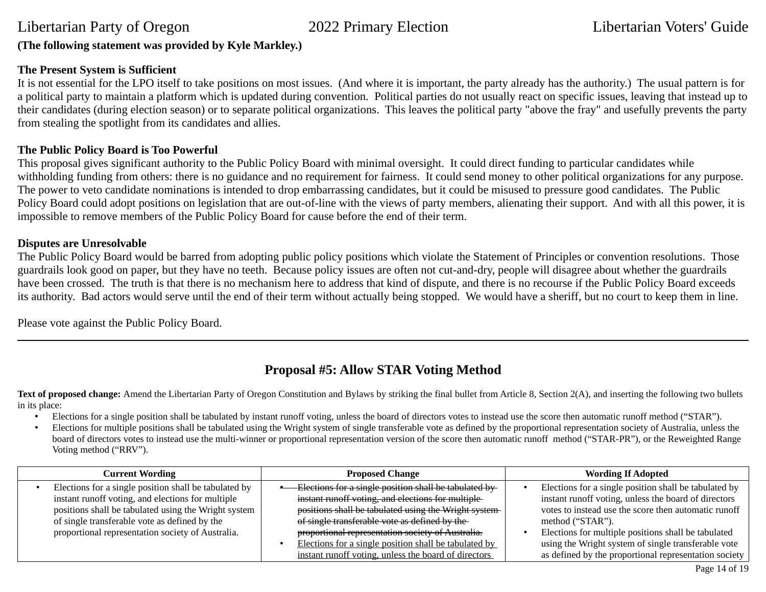**(The following statement was provided by Kyle Markley.)**

**The Present System is Sufficient**
It is not essential for the LPO itself to take positions on most issues. (And where it is important, the party already has the authority.) The usual pattern is for a political party to maintain a platform which is updated during convention. Political parties do not usually react on specific issues, leaving that instead up to their candidates (during election season) or to separate political organizations. This leaves the political party "above the fray" and usefully prevents the party from stealing the spotlight from its candidates and allies.

**The Public Policy Board is Too Powerful**
This proposal gives significant authority to the Public Policy Board with minimal oversight. It could direct funding to particular candidates while withholding funding from others: there is no guidance and no requirement for fairness. It could send money to other political organizations for any purpose. The power to veto candidate nominations is intended to drop embarrassing candidates, but it could be misused to pressure good candidates. The Public Policy Board could adopt positions on legislation that are out-of-line with the views of party members, alienating their support. And with all this power, it is impossible to remove members of the Public Policy Board for cause before the end of their term.

**Disputes are Unresolvable**
The Public Policy Board would be barred from adopting public policy positions which violate the Statement of Principles or convention resolutions. Those guardrails look good on paper, but they have no teeth. Because policy issues are often not cut-and-dry, people will disagree about whether the guardrails have been crossed. The truth is that there is no mechanism here to address that kind of dispute, and there is no recourse if the Public Policy Board exceeds its authority. Bad actors would serve until the end of their term without actually being stopped. We would have a sheriff, but no court to keep them in line.

Please vote against the Public Policy Board.

---

## Proposal #5: Allow STAR Voting Method

**Text of proposed change:** Amend the Libertarian Party of Oregon Constitution and Bylaws by striking the final bullet from Article 8, Section 2(A), and inserting the following two bullets in its place:

- Elections for a single position shall be tabulated by instant runoff voting, unless the board of directors votes to instead use the score then automatic runoff method ("STAR").
- Elections for multiple positions shall be tabulated using the Wright system of single transferable vote as defined by the proportional representation society of Australia, unless the board of directors votes to instead use the multi-winner or proportional representation version of the score then automatic runoff method ("STAR-PR"), or the Reweighted Range Voting method ("RRV").

| Current Wording | Proposed Change | Wording If Adopted |
|---|---|---|
| • Elections for a single position shall be tabulated by instant runoff voting, and elections for multiple positions shall be tabulated using the Wright system of single transferable vote as defined by the proportional representation society of Australia. | • ~~Elections for a single position shall be tabulated by instant runoff voting, and elections for multiple positions shall be tabulated using the Wright system of single transferable vote as defined by the proportional representation society of Australia.~~<br>• <u>Elections for a single position shall be tabulated by instant runoff voting, unless the board of directors</u> | • Elections for a single position shall be tabulated by instant runoff voting, unless the board of directors votes to instead use the score then automatic runoff method ("STAR").<br>• Elections for multiple positions shall be tabulated using the Wright system of single transferable vote as defined by the proportional representation society |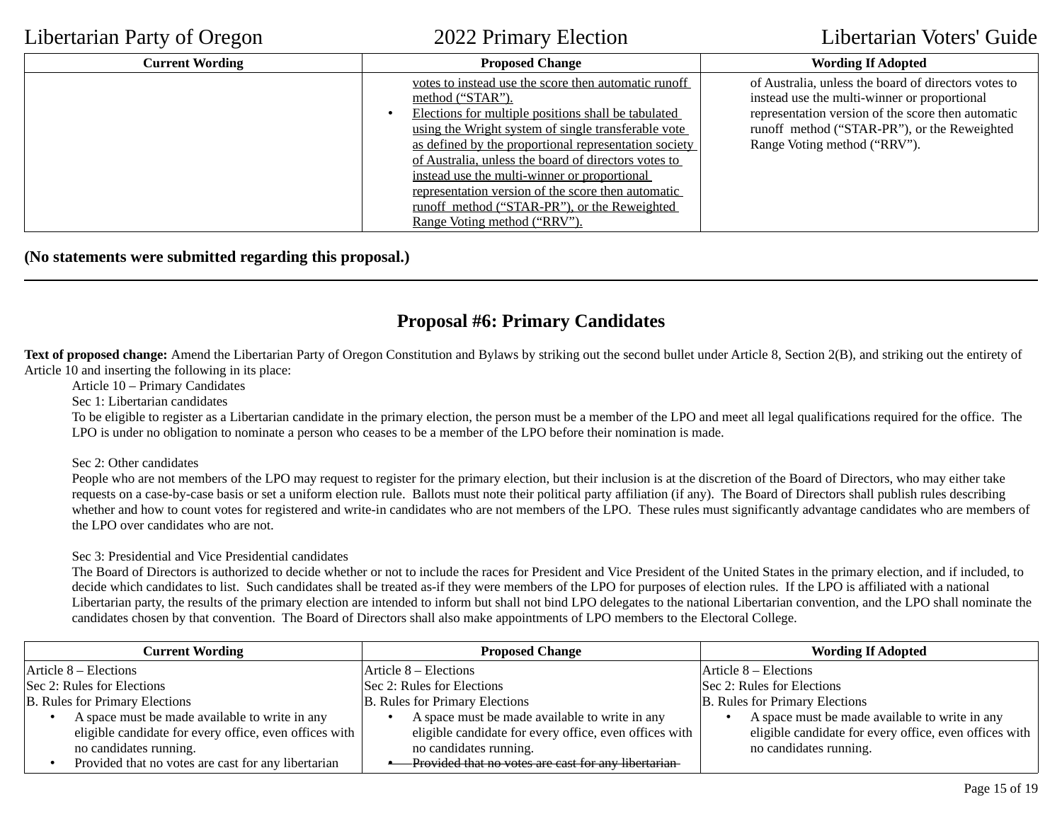| Current Wording | Proposed Change | Wording If Adopted |
| --- | --- | --- |
| | <u>votes to instead use the score then automatic runoff method (“STAR”).</u><br>• <u>Elections for multiple positions shall be tabulated using the Wright system of single transferable vote as defined by the proportional representation society of Australia, unless the board of directors votes to instead use the multi-winner or proportional representation version of the score then automatic runoff method (“STAR-PR”), or the Reweighted Range Voting method (“RRV”).</u> | of Australia, unless the board of directors votes to instead use the multi-winner or proportional representation version of the score then automatic runoff method (“STAR-PR”), or the Reweighted Range Voting method (“RRV”). |

**(No statements were submitted regarding this proposal.)**

---

## Proposal #6: Primary Candidates

**Text of proposed change:** Amend the Libertarian Party of Oregon Constitution and Bylaws by striking out the second bullet under Article 8, Section 2(B), and striking out the entirety of Article 10 and inserting the following in its place:

> Article 10 – Primary Candidates
>
> Sec 1: Libertarian candidates
>
> To be eligible to register as a Libertarian candidate in the primary election, the person must be a member of the LPO and meet all legal qualifications required for the office. The LPO is under no obligation to nominate a person who ceases to be a member of the LPO before their nomination is made.
>
> Sec 2: Other candidates
>
> People who are not members of the LPO may request to register for the primary election, but their inclusion is at the discretion of the Board of Directors, who may either take requests on a case-by-case basis or set a uniform election rule. Ballots must note their political party affiliation (if any). The Board of Directors shall publish rules describing whether and how to count votes for registered and write-in candidates who are not members of the LPO. These rules must significantly advantage candidates who are members of the LPO over candidates who are not.
>
> Sec 3: Presidential and Vice Presidential candidates
>
> The Board of Directors is authorized to decide whether or not to include the races for President and Vice President of the United States in the primary election, and if included, to decide which candidates to list. Such candidates shall be treated as-if they were members of the LPO for purposes of election rules. If the LPO is affiliated with a national Libertarian party, the results of the primary election are intended to inform but shall not bind LPO delegates to the national Libertarian convention, and the LPO shall nominate the candidates chosen by that convention. The Board of Directors shall also make appointments of LPO members to the Electoral College.

| Current Wording | Proposed Change | Wording If Adopted |
| --- | --- | --- |
| Article 8 – Elections<br>Sec 2: Rules for Elections<br>B. Rules for Primary Elections<br>• A space must be made available to write in any eligible candidate for every office, even offices with no candidates running.<br>• Provided that no votes are cast for any libertarian | Article 8 – Elections<br>Sec 2: Rules for Elections<br>B. Rules for Primary Elections<br>• A space must be made available to write in any eligible candidate for every office, even offices with no candidates running.<br>• ~~Provided that no votes are cast for any libertarian~~ | Article 8 – Elections<br>Sec 2: Rules for Elections<br>B. Rules for Primary Elections<br>• A space must be made available to write in any eligible candidate for every office, even offices with no candidates running. |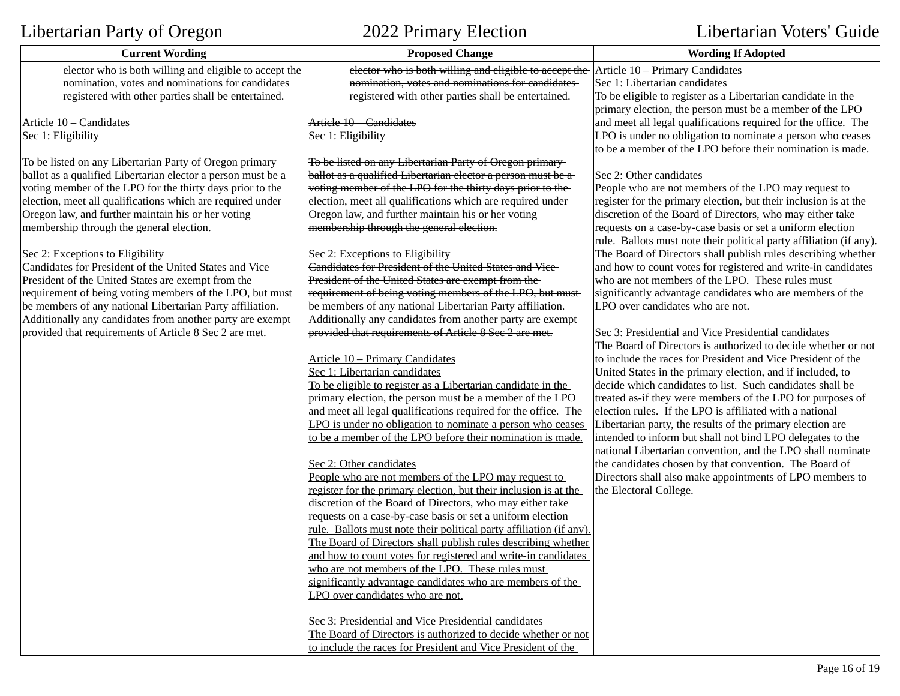| Current Wording | Proposed Change | Wording If Adopted |
|---|---|---|
| elector who is both willing and eligible to accept the nomination, votes and nominations for candidates registered with other parties shall be entertained.<br><br>Article 10 – Candidates<br>Sec 1: Eligibility<br><br>To be listed on any Libertarian Party of Oregon primary ballot as a qualified Libertarian elector a person must be a voting member of the LPO for the thirty days prior to the election, meet all qualifications which are required under Oregon law, and further maintain his or her voting membership through the general election.<br><br>Sec 2: Exceptions to Eligibility<br>Candidates for President of the United States and Vice President of the United States are exempt from the requirement of being voting members of the LPO, but must be members of any national Libertarian Party affiliation. Additionally any candidates from another party are exempt provided that requirements of Article 8 Sec 2 are met. | ~~elector who is both willing and eligible to accept the nomination, votes and nominations for candidates registered with other parties shall be entertained.~~<br><br>~~Article 10 – Candidates~~<br>~~Sec 1: Eligibility~~<br><br>~~To be listed on any Libertarian Party of Oregon primary ballot as a qualified Libertarian elector a person must be a voting member of the LPO for the thirty days prior to the election, meet all qualifications which are required under Oregon law, and further maintain his or her voting membership through the general election.~~<br><br>~~Sec 2: Exceptions to Eligibility~~<br>~~Candidates for President of the United States and Vice President of the United States are exempt from the requirement of being voting members of the LPO, but must be members of any national Libertarian Party affiliation. Additionally any candidates from another party are exempt provided that requirements of Article 8 Sec 2 are met.~~<br><br><u>Article 10 – Primary Candidates</u><br><u>Sec 1: Libertarian candidates</u><br><u>To be eligible to register as a Libertarian candidate in the primary election, the person must be a member of the LPO and meet all legal qualifications required for the office. The LPO is under no obligation to nominate a person who ceases to be a member of the LPO before their nomination is made.</u><br><br><u>Sec 2: Other candidates</u><br><u>People who are not members of the LPO may request to register for the primary election, but their inclusion is at the discretion of the Board of Directors, who may either take requests on a case-by-case basis or set a uniform election rule. Ballots must note their political party affiliation (if any). The Board of Directors shall publish rules describing whether and how to count votes for registered and write-in candidates who are not members of the LPO. These rules must significantly advantage candidates who are members of the LPO over candidates who are not.</u><br><br><u>Sec 3: Presidential and Vice Presidential candidates</u><br><u>The Board of Directors is authorized to decide whether or not to include the races for President and Vice President of the</u> | Article 10 – Primary Candidates<br>Sec 1: Libertarian candidates<br>To be eligible to register as a Libertarian candidate in the primary election, the person must be a member of the LPO and meet all legal qualifications required for the office. The LPO is under no obligation to nominate a person who ceases to be a member of the LPO before their nomination is made.<br><br>Sec 2: Other candidates<br>People who are not members of the LPO may request to register for the primary election, but their inclusion is at the discretion of the Board of Directors, who may either take requests on a case-by-case basis or set a uniform election rule. Ballots must note their political party affiliation (if any). The Board of Directors shall publish rules describing whether and how to count votes for registered and write-in candidates who are not members of the LPO. These rules must significantly advantage candidates who are members of the LPO over candidates who are not.<br><br>Sec 3: Presidential and Vice Presidential candidates<br>The Board of Directors is authorized to decide whether or not to include the races for President and Vice President of the United States in the primary election, and if included, to decide which candidates to list. Such candidates shall be treated as-if they were members of the LPO for purposes of election rules. If the LPO is affiliated with a national Libertarian party, the results of the primary election are intended to inform but shall not bind LPO delegates to the national Libertarian convention, and the LPO shall nominate the candidates chosen by that convention. The Board of Directors shall also make appointments of LPO members to the Electoral College. |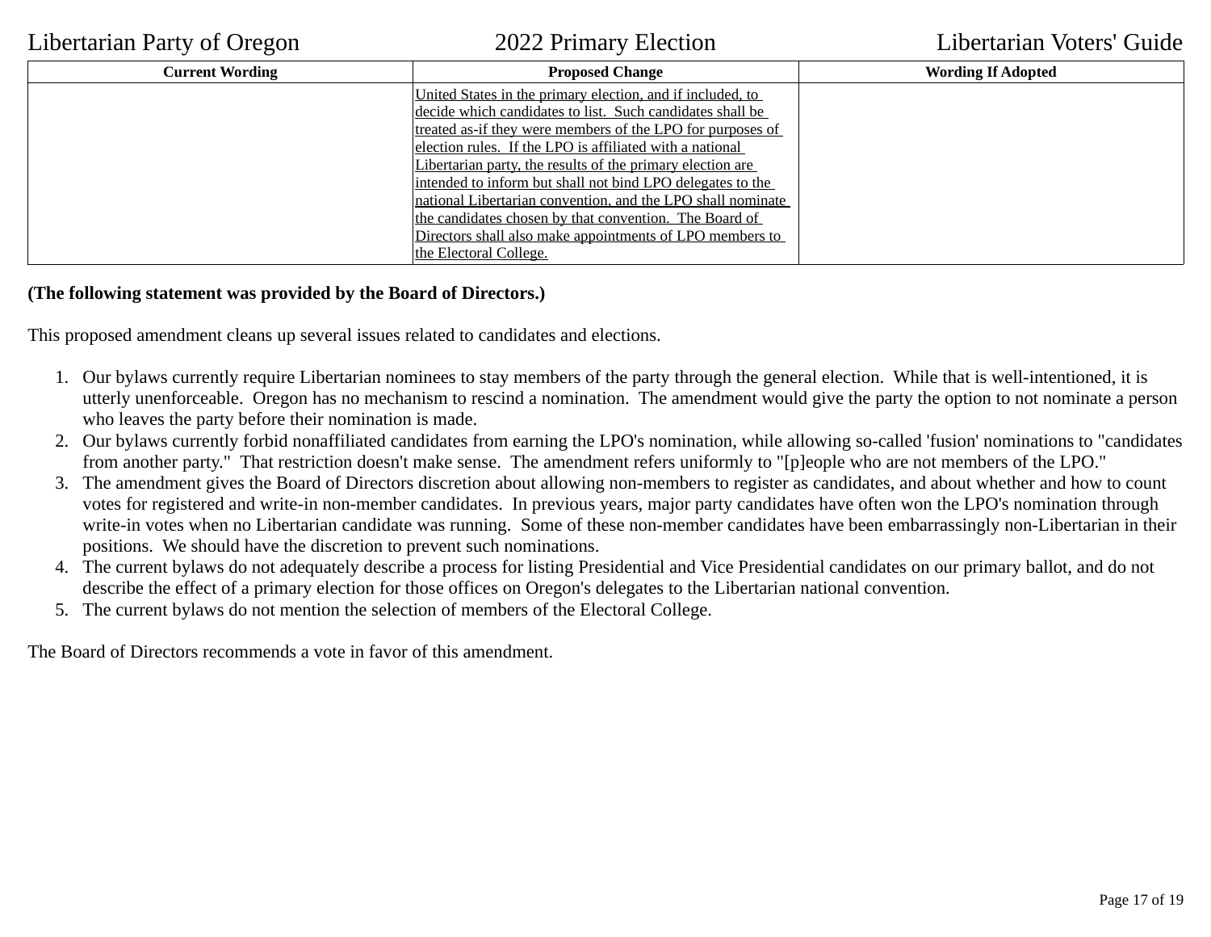| Current Wording | Proposed Change | Wording If Adopted |
| --- | --- | --- |
| | United States in the primary election, and if included, to decide which candidates to list. Such candidates shall be treated as-if they were members of the LPO for purposes of election rules. If the LPO is affiliated with a national Libertarian party, the results of the primary election are intended to inform but shall not bind LPO delegates to the national Libertarian convention, and the LPO shall nominate the candidates chosen by that convention. The Board of Directors shall also make appointments of LPO members to the Electoral College. | |

**(The following statement was provided by the Board of Directors.)**

This proposed amendment cleans up several issues related to candidates and elections.

1. Our bylaws currently require Libertarian nominees to stay members of the party through the general election. While that is well-intentioned, it is utterly unenforceable. Oregon has no mechanism to rescind a nomination. The amendment would give the party the option to not nominate a person who leaves the party before their nomination is made.
2. Our bylaws currently forbid nonaffiliated candidates from earning the LPO's nomination, while allowing so-called 'fusion' nominations to "candidates from another party." That restriction doesn't make sense. The amendment refers uniformly to "[p]eople who are not members of the LPO."
3. The amendment gives the Board of Directors discretion about allowing non-members to register as candidates, and about whether and how to count votes for registered and write-in non-member candidates. In previous years, major party candidates have often won the LPO's nomination through write-in votes when no Libertarian candidate was running. Some of these non-member candidates have been embarrassingly non-Libertarian in their positions. We should have the discretion to prevent such nominations.
4. The current bylaws do not adequately describe a process for listing Presidential and Vice Presidential candidates on our primary ballot, and do not describe the effect of a primary election for those offices on Oregon's delegates to the Libertarian national convention.
5. The current bylaws do not mention the selection of members of the Electoral College.

The Board of Directors recommends a vote in favor of this amendment.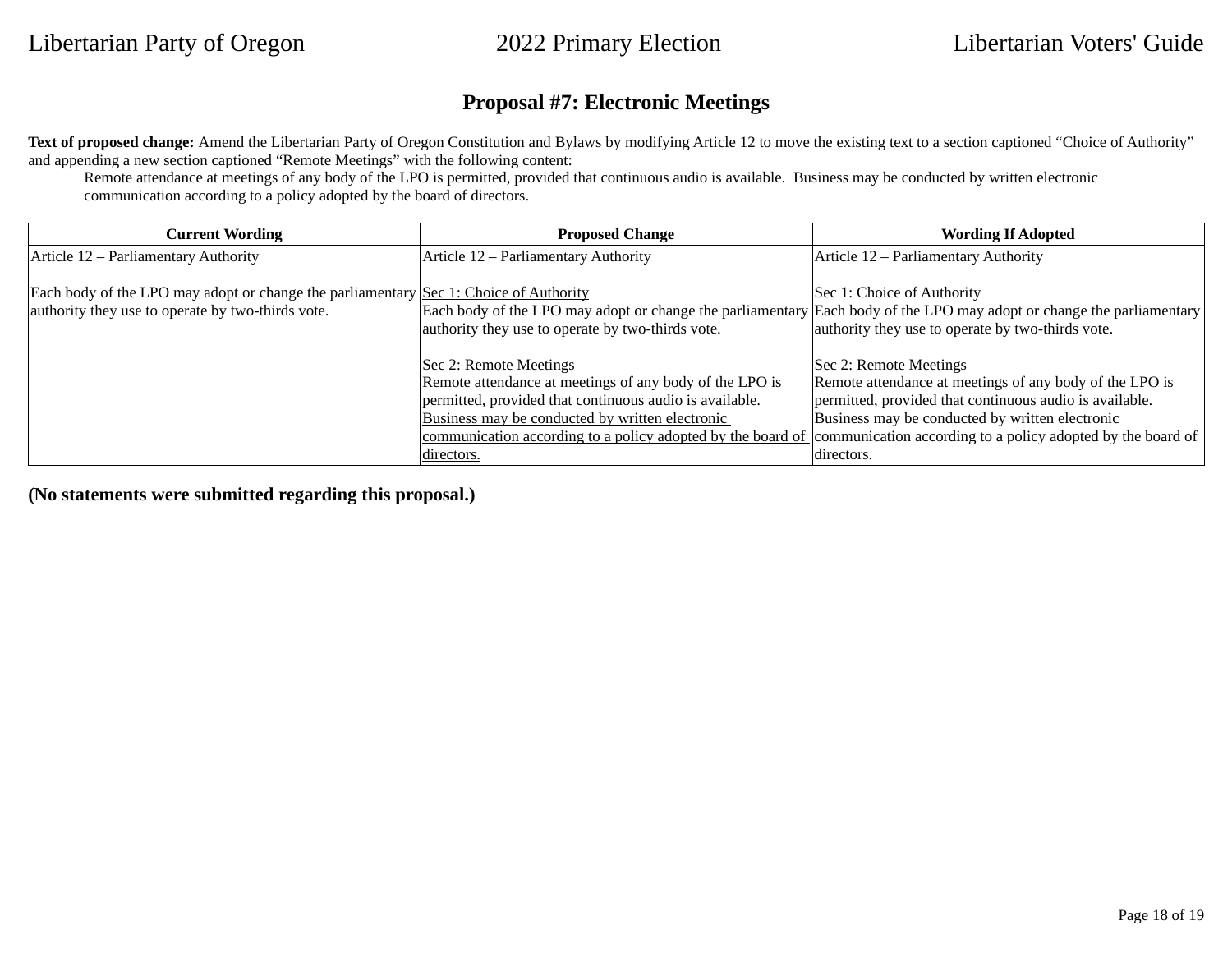## Proposal #7: Electronic Meetings

**Text of proposed change:** Amend the Libertarian Party of Oregon Constitution and Bylaws by modifying Article 12 to move the existing text to a section captioned "Choice of Authority" and appending a new section captioned "Remote Meetings" with the following content:

> Remote attendance at meetings of any body of the LPO is permitted, provided that continuous audio is available. Business may be conducted by written electronic communication according to a policy adopted by the board of directors.

| Current Wording | Proposed Change | Wording If Adopted |
|---|---|---|
| Article 12 – Parliamentary Authority<br><br>Each body of the LPO may adopt or change the parliamentary authority they use to operate by two-thirds vote. | Article 12 – Parliamentary Authority<br><br><u>Sec 1: Choice of Authority</u><br>Each body of the LPO may adopt or change the parliamentary authority they use to operate by two-thirds vote.<br><br><u>Sec 2: Remote Meetings</u><br><u>Remote attendance at meetings of any body of the LPO is permitted, provided that continuous audio is available. Business may be conducted by written electronic communication according to a policy adopted by the board of directors.</u> | Article 12 – Parliamentary Authority<br><br>Sec 1: Choice of Authority<br>Each body of the LPO may adopt or change the parliamentary authority they use to operate by two-thirds vote.<br><br>Sec 2: Remote Meetings<br>Remote attendance at meetings of any body of the LPO is permitted, provided that continuous audio is available. Business may be conducted by written electronic communication according to a policy adopted by the board of directors. |

**(No statements were submitted regarding this proposal.)**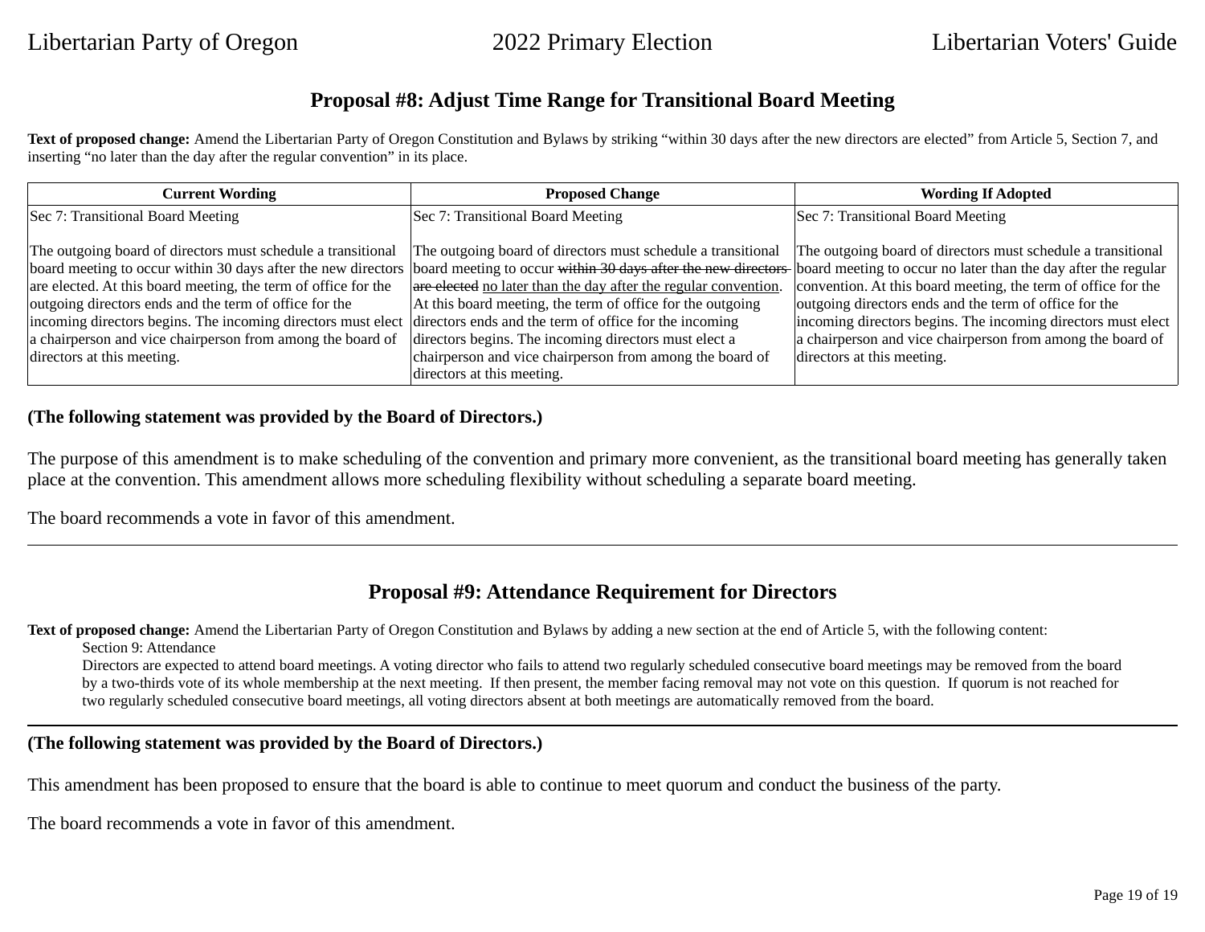## Proposal #8: Adjust Time Range for Transitional Board Meeting

**Text of proposed change:** Amend the Libertarian Party of Oregon Constitution and Bylaws by striking "within 30 days after the new directors are elected" from Article 5, Section 7, and inserting "no later than the day after the regular convention" in its place.

| Current Wording | Proposed Change | Wording If Adopted |
|---|---|---|
| Sec 7: Transitional Board Meeting<br><br>The outgoing board of directors must schedule a transitional board meeting to occur within 30 days after the new directors are elected. At this board meeting, the term of office for the outgoing directors ends and the term of office for the incoming directors begins. The incoming directors must elect a chairperson and vice chairperson from among the board of directors at this meeting. | Sec 7: Transitional Board Meeting<br><br>The outgoing board of directors must schedule a transitional board meeting to occur ~~within 30 days after the new directors are elected~~ <u>no later than the day after the regular convention</u>. At this board meeting, the term of office for the outgoing directors ends and the term of office for the incoming directors begins. The incoming directors must elect a chairperson and vice chairperson from among the board of directors at this meeting. | Sec 7: Transitional Board Meeting<br><br>The outgoing board of directors must schedule a transitional board meeting to occur no later than the day after the regular convention. At this board meeting, the term of office for the outgoing directors ends and the term of office for the incoming directors begins. The incoming directors must elect a chairperson and vice chairperson from among the board of directors at this meeting. |

**(The following statement was provided by the Board of Directors.)**

The purpose of this amendment is to make scheduling of the convention and primary more convenient, as the transitional board meeting has generally taken place at the convention. This amendment allows more scheduling flexibility without scheduling a separate board meeting.

The board recommends a vote in favor of this amendment.

---

## Proposal #9: Attendance Requirement for Directors

**Text of proposed change:** Amend the Libertarian Party of Oregon Constitution and Bylaws by adding a new section at the end of Article 5, with the following content:

> Section 9: Attendance
> Directors are expected to attend board meetings. A voting director who fails to attend two regularly scheduled consecutive board meetings may be removed from the board by a two-thirds vote of its whole membership at the next meeting. If then present, the member facing removal may not vote on this question. If quorum is not reached for two regularly scheduled consecutive board meetings, all voting directors absent at both meetings are automatically removed from the board.

---

**(The following statement was provided by the Board of Directors.)**

This amendment has been proposed to ensure that the board is able to continue to meet quorum and conduct the business of the party.

The board recommends a vote in favor of this amendment.